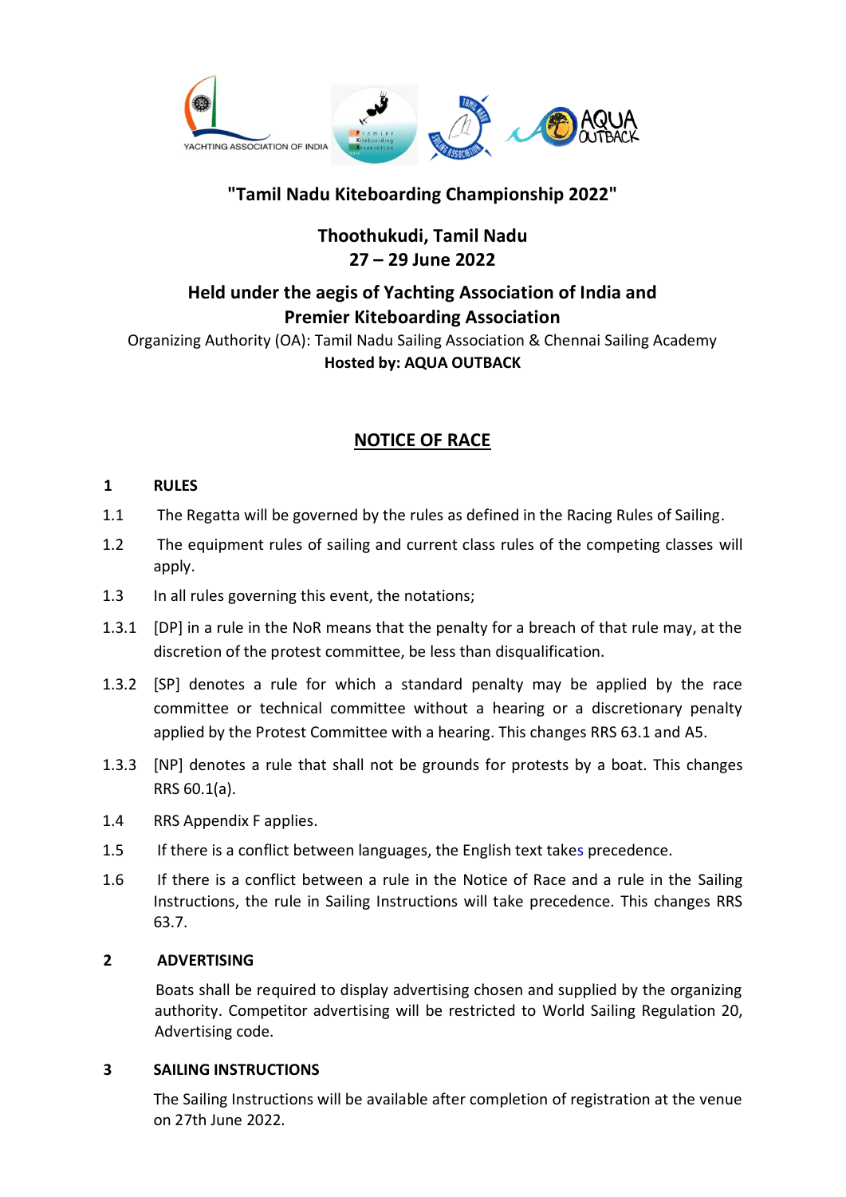"Tamil Nadu Kiteboarding Championship 2022"

**Thoothukudi, Tamil Nadu**
**27 – 29 June 2022**

**Held under the aegis of Yachting Association of India and Premier Kiteboarding Association**

Organizing Authority (OA): Tamil Nadu Sailing Association & Chennai Sailing Academy

**Hosted by: AQUA OUTBACK**

# NOTICE OF RACE

## 1 RULES

1.1 The Regatta will be governed by the rules as defined in the Racing Rules of Sailing.

1.2 The equipment rules of sailing and current class rules of the competing classes will apply.

1.3 In all rules governing this event, the notations;

1.3.1 [DP] in a rule in the NoR means that the penalty for a breach of that rule may, at the discretion of the protest committee, be less than disqualification.

1.3.2 [SP] denotes a rule for which a standard penalty may be applied by the race committee or technical committee without a hearing or a discretionary penalty applied by the Protest Committee with a hearing. This changes RRS 63.1 and A5.

1.3.3 [NP] denotes a rule that shall not be grounds for protests by a boat. This changes RRS 60.1(a).

1.4 RRS Appendix F applies.

1.5 If there is a conflict between languages, the English text takes precedence.

1.6 If there is a conflict between a rule in the Notice of Race and a rule in the Sailing Instructions, the rule in Sailing Instructions will take precedence. This changes RRS 63.7.

## 2 ADVERTISING

Boats shall be required to display advertising chosen and supplied by the organizing authority. Competitor advertising will be restricted to World Sailing Regulation 20, Advertising code.

## 3 SAILING INSTRUCTIONS

The Sailing Instructions will be available after completion of registration at the venue on 27th June 2022.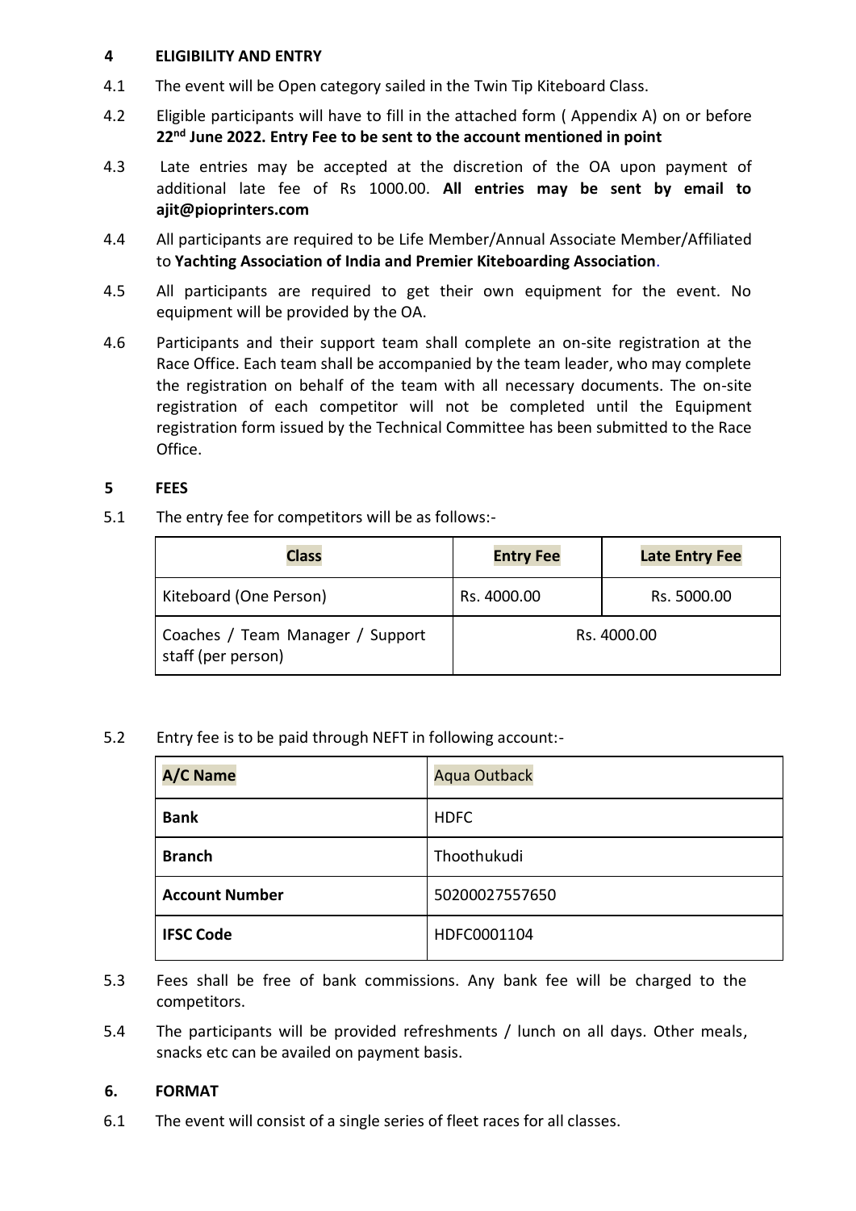## 4 ELIGIBILITY AND ENTRY

4.1 The event will be Open category sailed in the Twin Tip Kiteboard Class.

4.2 Eligible participants will have to fill in the attached form ( Appendix A) on or before **22nd June 2022. Entry Fee to be sent to the account mentioned in point**

4.3 Late entries may be accepted at the discretion of the OA upon payment of additional late fee of Rs 1000.00. **All entries may be sent by email to ajit@pioprinters.com**

4.4 All participants are required to be Life Member/Annual Associate Member/Affiliated to **Yachting Association of India and Premier Kiteboarding Association**.

4.5 All participants are required to get their own equipment for the event. No equipment will be provided by the OA.

4.6 Participants and their support team shall complete an on-site registration at the Race Office. Each team shall be accompanied by the team leader, who may complete the registration on behalf of the team with all necessary documents. The on-site registration of each competitor will not be completed until the Equipment registration form issued by the Technical Committee has been submitted to the Race Office.

## 5 FEES

5.1 The entry fee for competitors will be as follows:-

| Class | Entry Fee | Late Entry Fee |
|---|---|---|
| Kiteboard (One Person) | Rs. 4000.00 | Rs. 5000.00 |
| Coaches / Team Manager / Support staff (per person) | Rs. 4000.00 | |

5.2 Entry fee is to be paid through NEFT in following account:-

| **A/C Name** | Aqua Outback |
|---|---|
| **Bank** | HDFC |
| **Branch** | Thoothukudi |
| **Account Number** | 50200027557650 |
| **IFSC Code** | HDFC0001104 |

5.3 Fees shall be free of bank commissions. Any bank fee will be charged to the competitors.

5.4 The participants will be provided refreshments / lunch on all days. Other meals, snacks etc can be availed on payment basis.

## 6. FORMAT

6.1 The event will consist of a single series of fleet races for all classes.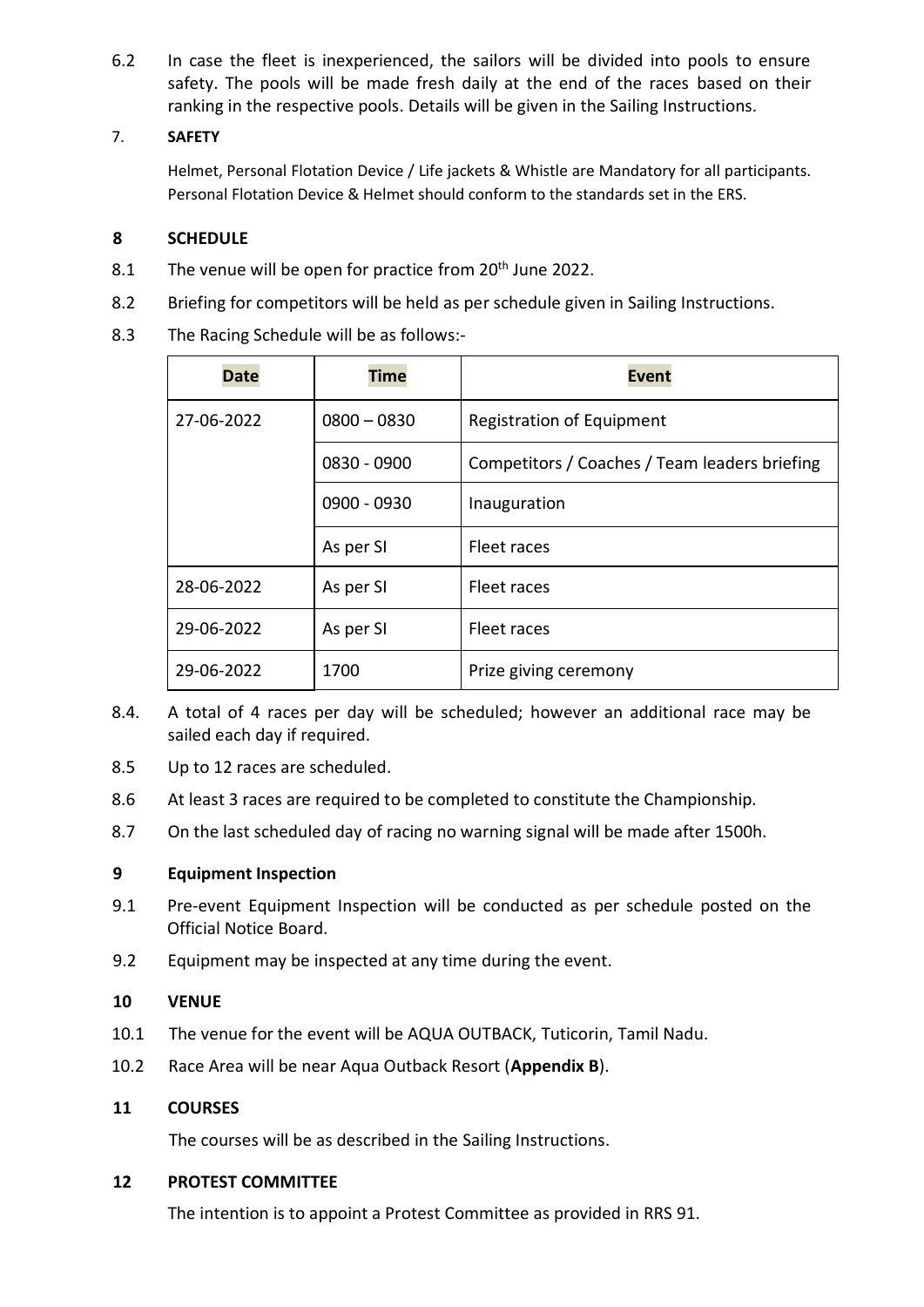6.2 In case the fleet is inexperienced, the sailors will be divided into pools to ensure safety. The pools will be made fresh daily at the end of the races based on their ranking in the respective pools. Details will be given in the Sailing Instructions.

## 7. SAFETY

Helmet, Personal Flotation Device / Life jackets & Whistle are Mandatory for all participants. Personal Flotation Device & Helmet should conform to the standards set in the ERS.

## 8 SCHEDULE

8.1 The venue will be open for practice from 20th June 2022.

8.2 Briefing for competitors will be held as per schedule given in Sailing Instructions.

8.3 The Racing Schedule will be as follows:-

| Date | Time | Event |
|---|---|---|
| 27-06-2022 | 0800 – 0830 | Registration of Equipment |
| | 0830 - 0900 | Competitors / Coaches / Team leaders briefing |
| | 0900 - 0930 | Inauguration |
| | As per SI | Fleet races |
| 28-06-2022 | As per SI | Fleet races |
| 29-06-2022 | As per SI | Fleet races |
| 29-06-2022 | 1700 | Prize giving ceremony |

8.4. A total of 4 races per day will be scheduled; however an additional race may be sailed each day if required.

8.5 Up to 12 races are scheduled.

8.6 At least 3 races are required to be completed to constitute the Championship.

8.7 On the last scheduled day of racing no warning signal will be made after 1500h.

## 9 Equipment Inspection

9.1 Pre-event Equipment Inspection will be conducted as per schedule posted on the Official Notice Board.

9.2 Equipment may be inspected at any time during the event.

## 10 VENUE

10.1 The venue for the event will be AQUA OUTBACK, Tuticorin, Tamil Nadu.

10.2 Race Area will be near Aqua Outback Resort (**Appendix B**).

## 11 COURSES

The courses will be as described in the Sailing Instructions.

## 12 PROTEST COMMITTEE

The intention is to appoint a Protest Committee as provided in RRS 91.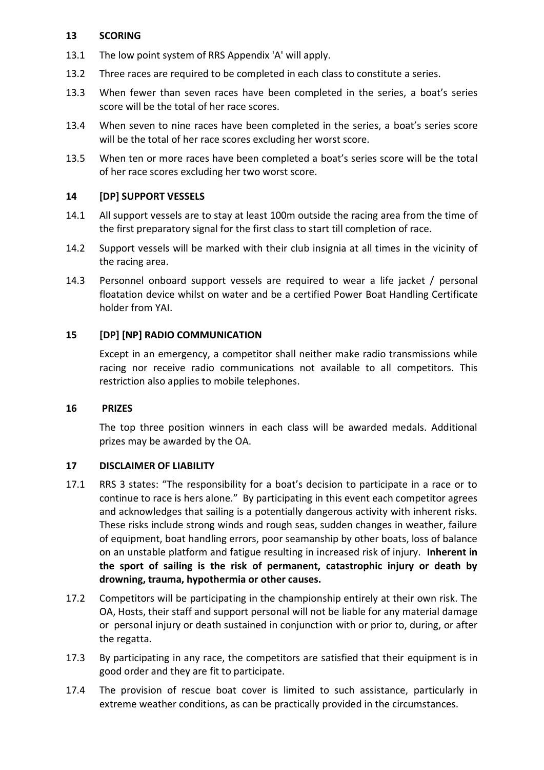## 13 SCORING

13.1 The low point system of RRS Appendix 'A' will apply.

13.2 Three races are required to be completed in each class to constitute a series.

13.3 When fewer than seven races have been completed in the series, a boat's series score will be the total of her race scores.

13.4 When seven to nine races have been completed in the series, a boat's series score will be the total of her race scores excluding her worst score.

13.5 When ten or more races have been completed a boat's series score will be the total of her race scores excluding her two worst score.

## 14 [DP] SUPPORT VESSELS

14.1 All support vessels are to stay at least 100m outside the racing area from the time of the first preparatory signal for the first class to start till completion of race.

14.2 Support vessels will be marked with their club insignia at all times in the vicinity of the racing area.

14.3 Personnel onboard support vessels are required to wear a life jacket / personal floatation device whilst on water and be a certified Power Boat Handling Certificate holder from YAI.

## 15 [DP] [NP] RADIO COMMUNICATION

Except in an emergency, a competitor shall neither make radio transmissions while racing nor receive radio communications not available to all competitors. This restriction also applies to mobile telephones.

## 16 PRIZES

The top three position winners in each class will be awarded medals. Additional prizes may be awarded by the OA.

## 17 DISCLAIMER OF LIABILITY

17.1 RRS 3 states: "The responsibility for a boat's decision to participate in a race or to continue to race is hers alone." By participating in this event each competitor agrees and acknowledges that sailing is a potentially dangerous activity with inherent risks. These risks include strong winds and rough seas, sudden changes in weather, failure of equipment, boat handling errors, poor seamanship by other boats, loss of balance on an unstable platform and fatigue resulting in increased risk of injury. **Inherent in the sport of sailing is the risk of permanent, catastrophic injury or death by drowning, trauma, hypothermia or other causes.**

17.2 Competitors will be participating in the championship entirely at their own risk. The OA, Hosts, their staff and support personal will not be liable for any material damage or personal injury or death sustained in conjunction with or prior to, during, or after the regatta.

17.3 By participating in any race, the competitors are satisfied that their equipment is in good order and they are fit to participate.

17.4 The provision of rescue boat cover is limited to such assistance, particularly in extreme weather conditions, as can be practically provided in the circumstances.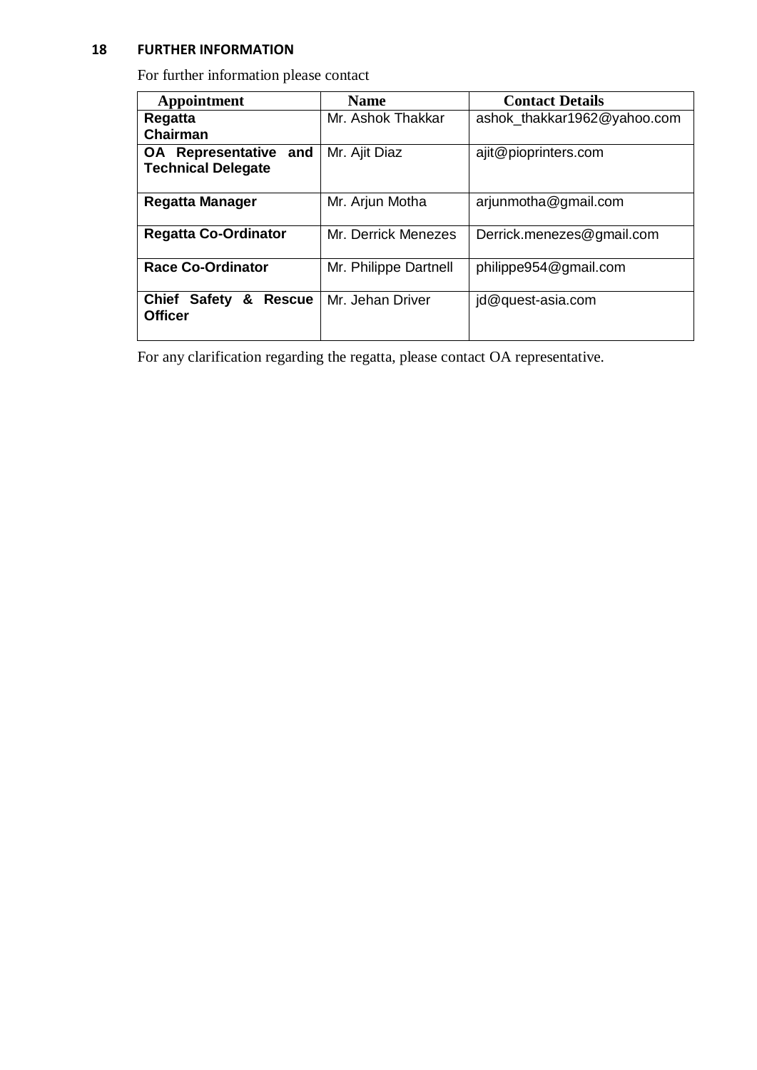## 18 FURTHER INFORMATION

For further information please contact

| Appointment | Name | Contact Details |
|---|---|---|
| **Regatta Chairman** | Mr. Ashok Thakkar | ashok_thakkar1962@yahoo.com |
| **OA Representative and Technical Delegate** | Mr. Ajit Diaz | ajit@pioprinters.com |
| **Regatta Manager** | Mr. Arjun Motha | arjunmotha@gmail.com |
| **Regatta Co-Ordinator** | Mr. Derrick Menezes | Derrick.menezes@gmail.com |
| **Race Co-Ordinator** | Mr. Philippe Dartnell | philippe954@gmail.com |
| **Chief Safety & Rescue Officer** | Mr. Jehan Driver | jd@quest-asia.com |

For any clarification regarding the regatta, please contact OA representative.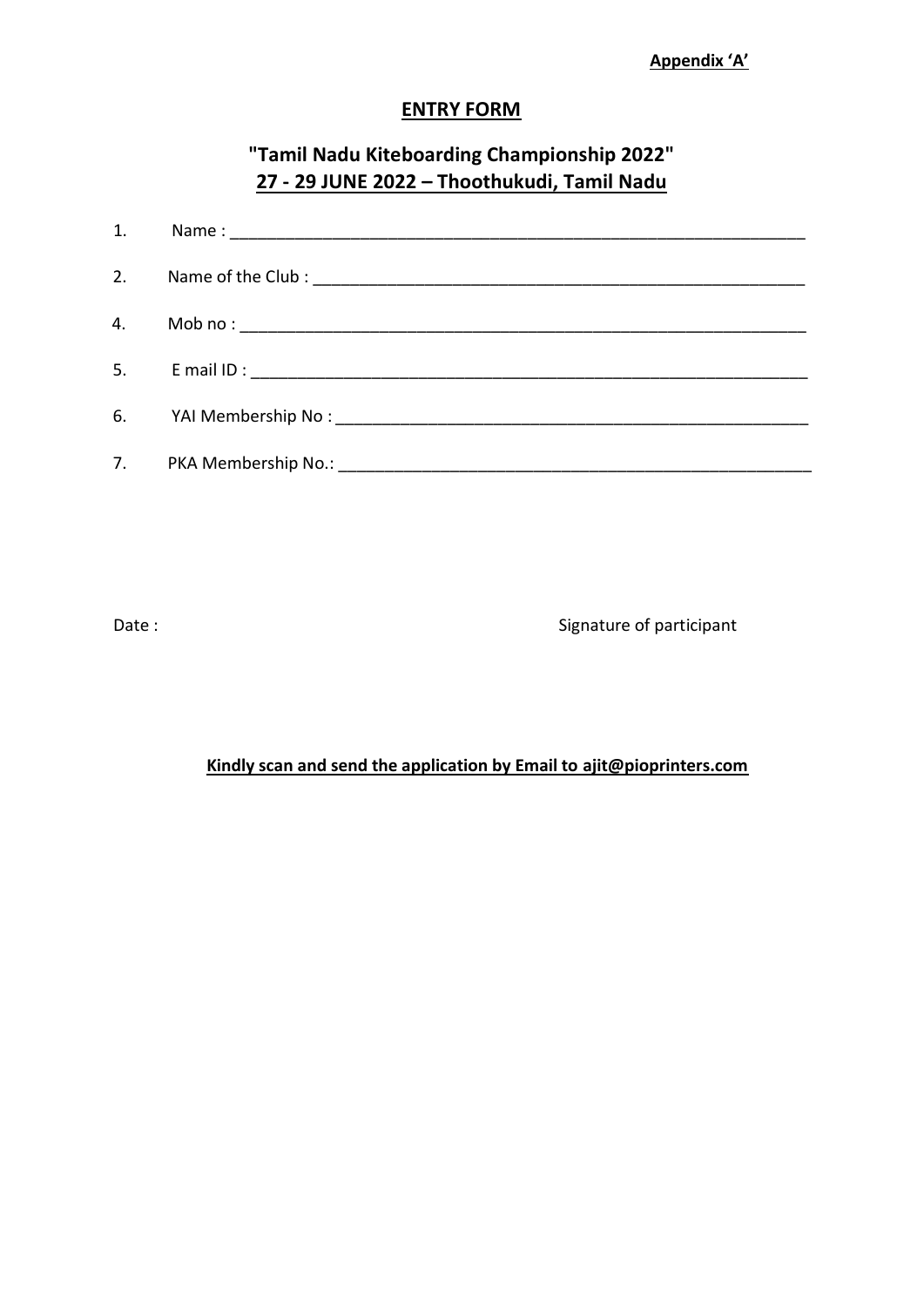**Appendix ‘A’**

**ENTRY FORM**

## "Tamil Nadu Kiteboarding Championship 2022"

## 27 - 29 JUNE 2022 – Thoothukudi, Tamil Nadu

1. Name : ______________________________________________________________

2. Name of the Club : ______________________________________________________

4. Mob no : ______________________________________________________________

5. E mail ID : _____________________________________________________________

6. YAI Membership No : ____________________________________________________

7. PKA Membership No.: ____________________________________________________

Date : Signature of participant

**Kindly scan and send the application by Email to ajit@pioprinters.com**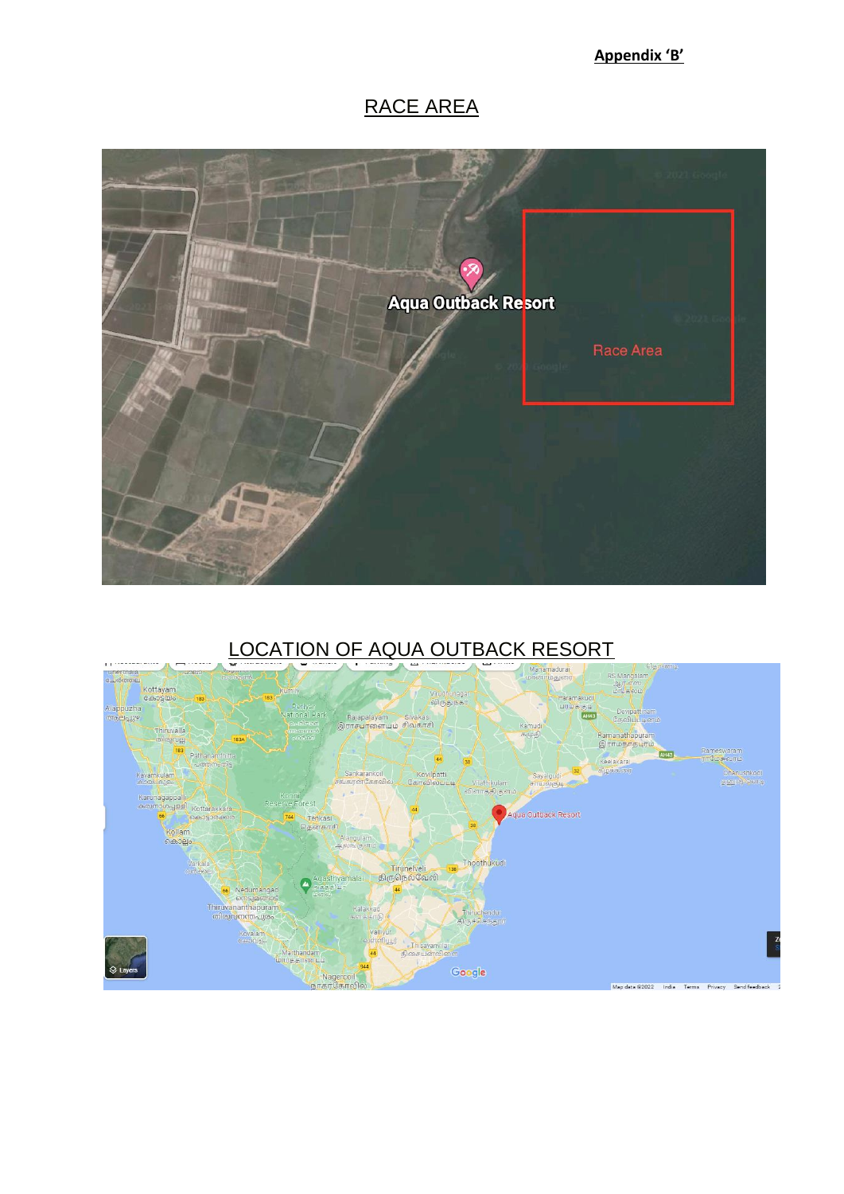**Appendix 'B'**

## RACE AREA

## LOCATION OF AQUA OUTBACK RESORT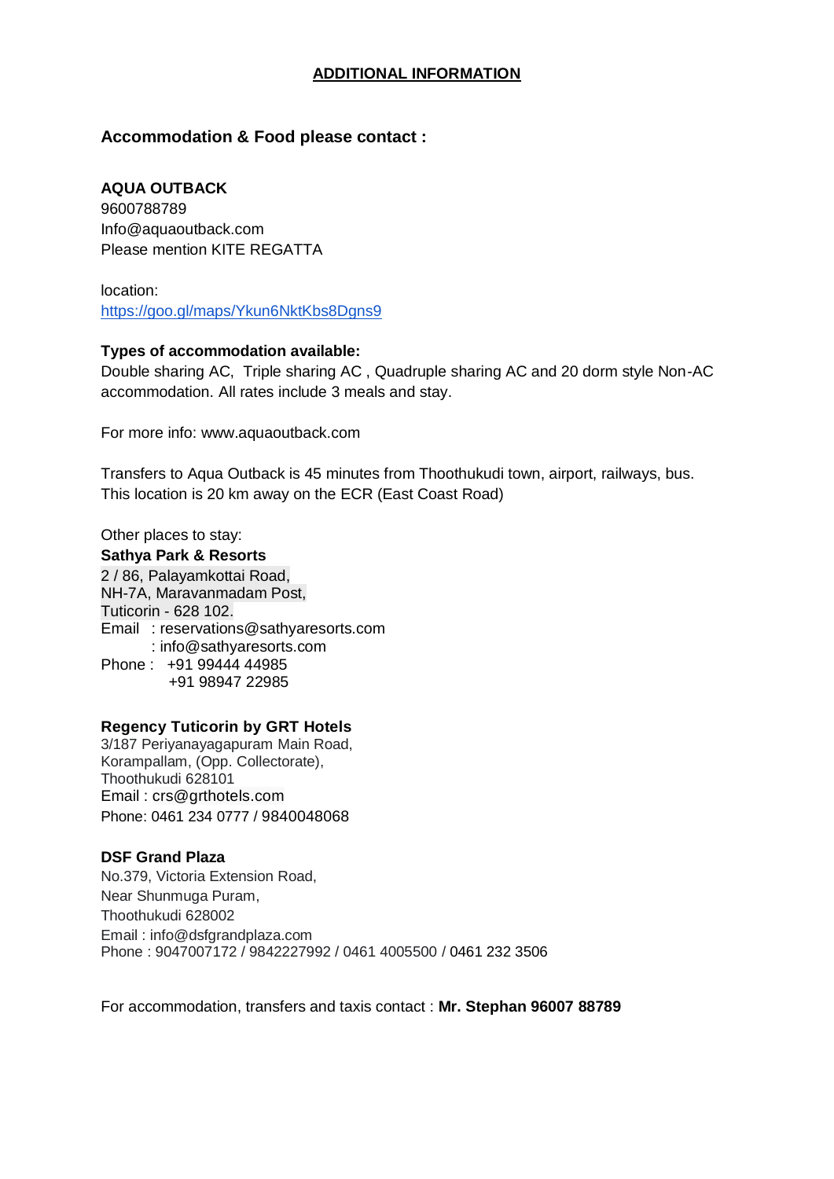## ADDITIONAL INFORMATION

### Accommodation & Food please contact :

**AQUA OUTBACK**
9600788789
Info@aquaoutback.com
Please mention KITE REGATTA

location:
https://goo.gl/maps/Ykun6NktKbs8Dgns9

**Types of accommodation available:**
Double sharing AC, Triple sharing AC , Quadruple sharing AC and 20 dorm style Non-AC accommodation. All rates include 3 meals and stay.

For more info: www.aquaoutback.com

Transfers to Aqua Outback is 45 minutes from Thoothukudi town, airport, railways, bus. This location is 20 km away on the ECR (East Coast Road)

Other places to stay:
**Sathya Park & Resorts**
2 / 86, Palayamkottai Road,
NH-7A, Maravanmadam Post,
Tuticorin - 628 102.
Email : reservations@sathyaresorts.com
: info@sathyaresorts.com
Phone : +91 99444 44985
+91 98947 22985

**Regency Tuticorin by GRT Hotels**
3/187 Periyanayagapuram Main Road,
Korampallam, (Opp. Collectorate),
Thoothukudi 628101
Email : crs@grthotels.com
Phone: 0461 234 0777 / 9840048068

**DSF Grand Plaza**
No.379, Victoria Extension Road,
Near Shunmuga Puram,
Thoothukudi 628002
Email : info@dsfgrandplaza.com
Phone : 9047007172 / 9842227992 / 0461 4005500 / 0461 232 3506

For accommodation, transfers and taxis contact : **Mr. Stephan 96007 88789**